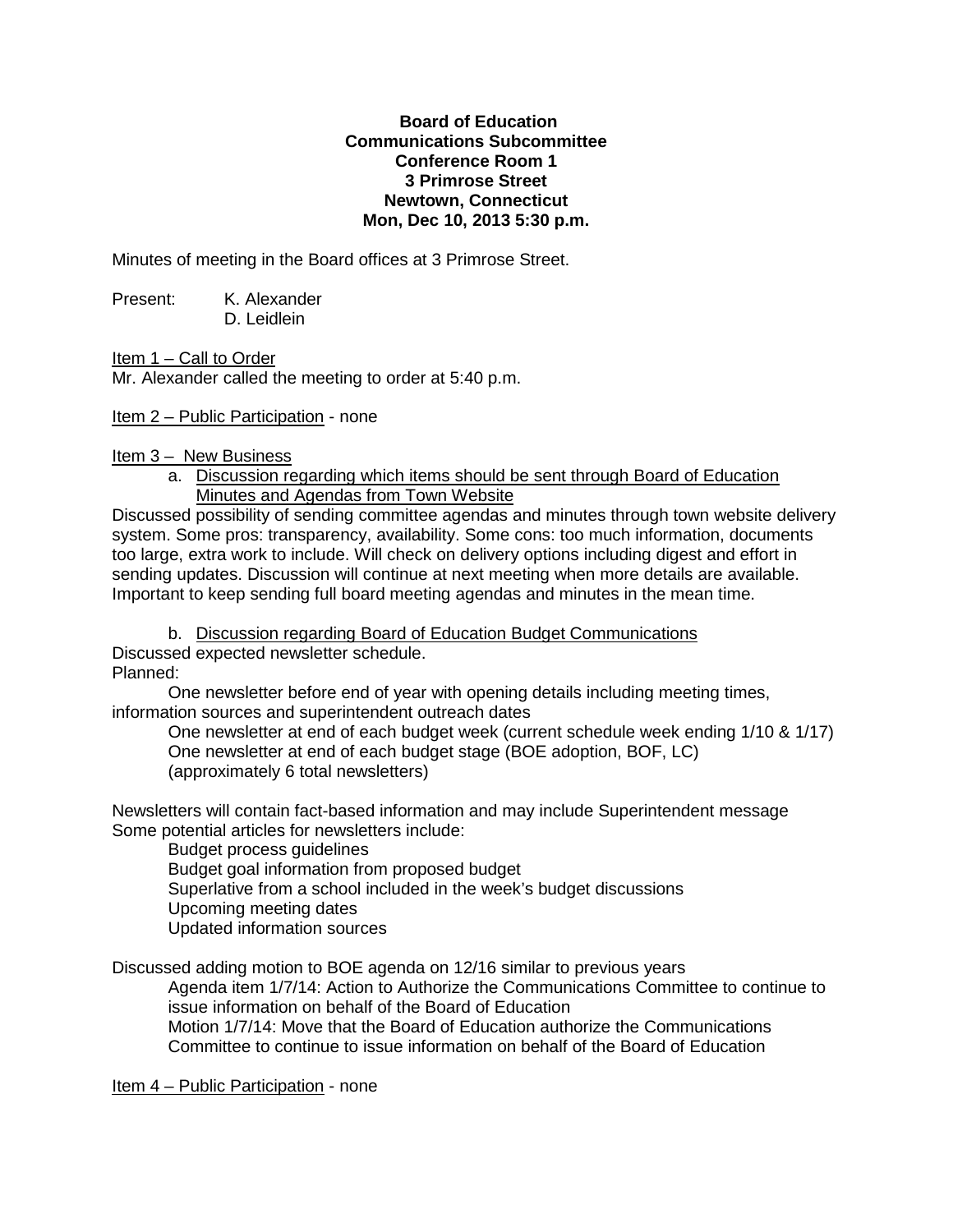**Board of Education**
**Communications Subcommittee**
**Conference Room 1**
**3 Primrose Street**
**Newtown, Connecticut**
**Mon, Dec 10, 2013 5:30 p.m.**

Minutes of meeting in the Board offices at 3 Primrose Street.

Present: K. Alexander
D. Leidlein

Item 1 – Call to Order
Mr. Alexander called the meeting to order at 5:40 p.m.

Item 2 – Public Participation - none

Item 3 – New Business

a. Discussion regarding which items should be sent through Board of Education Minutes and Agendas from Town Website

Discussed possibility of sending committee agendas and minutes through town website delivery system. Some pros: transparency, availability. Some cons: too much information, documents too large, extra work to include. Will check on delivery options including digest and effort in sending updates. Discussion will continue at next meeting when more details are available. Important to keep sending full board meeting agendas and minutes in the mean time.

b. Discussion regarding Board of Education Budget Communications

Discussed expected newsletter schedule.
Planned:

One newsletter before end of year with opening details including meeting times, information sources and superintendent outreach dates
One newsletter at end of each budget week (current schedule week ending 1/10 & 1/17)
One newsletter at end of each budget stage (BOE adoption, BOF, LC)
(approximately 6 total newsletters)

Newsletters will contain fact-based information and may include Superintendent message
Some potential articles for newsletters include:

Budget process guidelines
Budget goal information from proposed budget
Superlative from a school included in the week's budget discussions
Upcoming meeting dates
Updated information sources

Discussed adding motion to BOE agenda on 12/16 similar to previous years
Agenda item 1/7/14: Action to Authorize the Communications Committee to continue to issue information on behalf of the Board of Education
Motion 1/7/14: Move that the Board of Education authorize the Communications Committee to continue to issue information on behalf of the Board of Education

Item 4 – Public Participation - none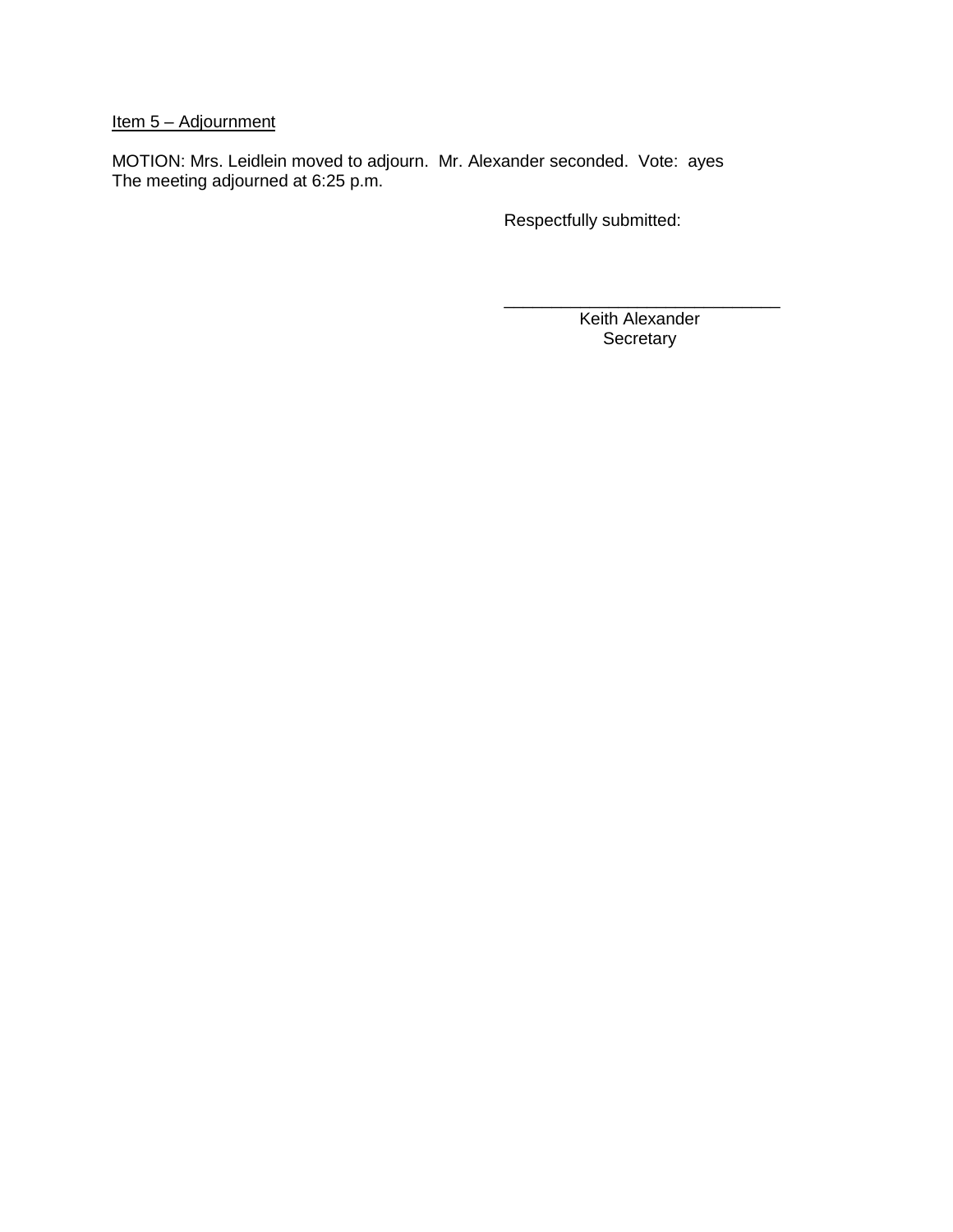Item 5 – Adjournment

MOTION: Mrs. Leidlein moved to adjourn. Mr. Alexander seconded. Vote: ayes
The meeting adjourned at 6:25 p.m.

Respectfully submitted:

\_\_\_\_\_\_\_\_\_\_\_\_\_\_\_\_\_\_\_\_\_\_\_\_\_\_\_\_\_\_

Keith Alexander
Secretary